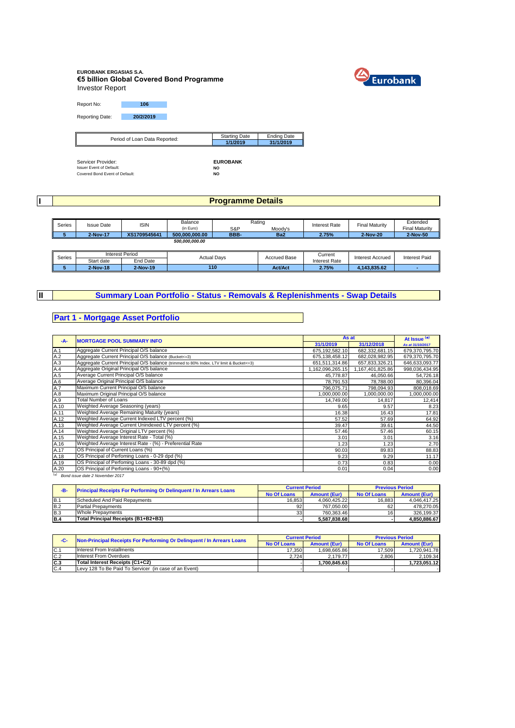**EUROBANK ERGASIAS S.A.**
**€5 billion Global Covered Bond Programme**
Investor Report

Report No: **106**

Reporting Date: **20/2/2019**

| Period of Loan Data Reported: | Starting Date | Ending Date |
|---|---|---|
| | 1/1/2019 | 31/1/2019 |

Servicer Provider: **EUROBANK**
Issuer Event of Default: **NO**
Covered Bond Event of Default: **NO**

# I Programme Details

| Series | Issue Date | ISIN | Balance (in Euro) | Rating S&P | Rating Moody's | Interest Rate | Final Maturity | Extended Final Maturity |
|---|---|---|---|---|---|---|---|---|
| 5 | 2-Nov-17 | XS1709545641 | 500,000,000.00 | BBB- | Ba2 | 2.75% | 2-Nov-20 | 2-Nov-50 |
| | | | *500,000,000.00* | | | | | |

| Series | Interest Period Start date | Interest Period End Date | Actual Days | Accrued Base | Current Interest Rate | Interest Accrued | Interest Paid |
|---|---|---|---|---|---|---|---|
| 5 | 2-Nov-18 | 2-Nov-19 | 110 | Act/Act | 2.75% | 4,143,835.62 | - |

# II Summary Loan Portfolio - Status - Removals & Replenishments - Swap Details

## Part 1 - Mortgage Asset Portfolio

| -A- | MORTGAGE POOL SUMMARY INFO | As at 31/1/2019 | As at 31/12/2018 | At Issue (*) As at 31/10/2017 |
|---|---|---|---|---|
| A.1 | Aggregate Current Principal O/S balance | 675,192,582.10 | 682,332,681.15 | 679,370,795.70 |
| A.2 | Aggregate Current Principal O/S balance (Bucket<=3) | 675,138,458.12 | 682,028,982.95 | 679,370,795.70 |
| A.3 | Aggregate Current Principal O/S balance (trimmed to 80% Index. LTV limit & Bucket<=3) | 651,511,314.86 | 657,833,326.21 | 646,633,093.77 |
| A.4 | Aggregate Original Principal O/S balance | 1,162,096,265.15 | 1,167,401,825.86 | 998,036,434.95 |
| A.5 | Average Current Principal O/S balance | 45,778.87 | 46,050.66 | 54,726.18 |
| A.6 | Average Original Principal O/S balance | 78,791.53 | 78,788.00 | 80,396.04 |
| A.7 | Maximum Current Principal O/S balance | 796,075.71 | 798,094.93 | 808,018.69 |
| A.8 | Maximum Original Principal O/S balance | 1,000,000.00 | 1,000,000.00 | 1,000,000.00 |
| A.9 | Total Number of Loans | 14,749.00 | 14,817 | 12,414 |
| A.10 | Weighted Average Seasoning (years) | 9.65 | 9.57 | 8.23 |
| A.11 | Weighted Average Remaining Maturity (years) | 16.38 | 16.43 | 17.81 |
| A.12 | Weighted Average Current Indexed LTV percent (%) | 57.52 | 57.69 | 64.92 |
| A.13 | Weighted Average Current Unindexed LTV percent (%) | 39.47 | 39.61 | 44.50 |
| A.14 | Weighted Average Original LTV percent (%) | 57.46 | 57.46 | 60.15 |
| A.15 | Weighted Average Interest Rate - Total (%) | 3.01 | 3.01 | 3.16 |
| A.16 | Weighted Average Interest Rate - (%) - Preferential Rate | 1.23 | 1.23 | 2.70 |
| A.17 | OS Principal of Current Loans (%) | 90.03 | 89.83 | 88.83 |
| A.18 | OS Principal of Perfoming Loans - 0-29 dpd (%) | 9.23 | 9.29 | 11.17 |
| A.19 | OS Principal of Perfoming Loans - 30-89 dpd (%) | 0.73 | 0.83 | 0.00 |
| A.20 | OS Principal of Perfoming Loans - 90+(%) | 0.01 | 0.04 | 0.00 |

(*) *Bond issue date 2 November 2017*

| -B- | Principal Receipts For Performing Or Delinquent / In Arrears Loans | Current Period No Of Loans | Current Period Amount (Eur) | Previous Period No Of Loans | Previous Period Amount (Eur) |
|---|---|---|---|---|---|
| B.1 | Scheduled And Paid Repayments | 16,853 | 4,060,425.22 | 16,883 | 4,046,417.25 |
| B.2 | Partial Prepayments | 92 | 767,050.00 | 62 | 478,270.05 |
| B.3 | Whole Prepayments | 33 | 760,363.46 | 16 | 326,199.37 |
| **B.4** | **Total Principal Receipts (B1+B2+B3)** | - | **5,587,838.68** | - | **4,850,886.67** |

| -C- | Non-Principal Receipts For Performing Or Delinquent / In Arrears Loans | Current Period No Of Loans | Current Period Amount (Eur) | Previous Period No Of Loans | Previous Period Amount (Eur) |
|---|---|---|---|---|---|
| C.1 | Interest From Installments | 17,350 | 1,698,665.86 | 17,509 | 1,720,941.78 |
| C.2 | Interest From Overdues | 2,724 | 2,179.77 | 2,806 | 2,109.34 |
| **C.3** | **Total Interest Receipts (C1+C2)** | - | **1,700,845.63** | - | **1,723,051.12** |
| C.4 | Levy 128 To Be Paid To Servicer (in case of an Event) | - | - | - | - |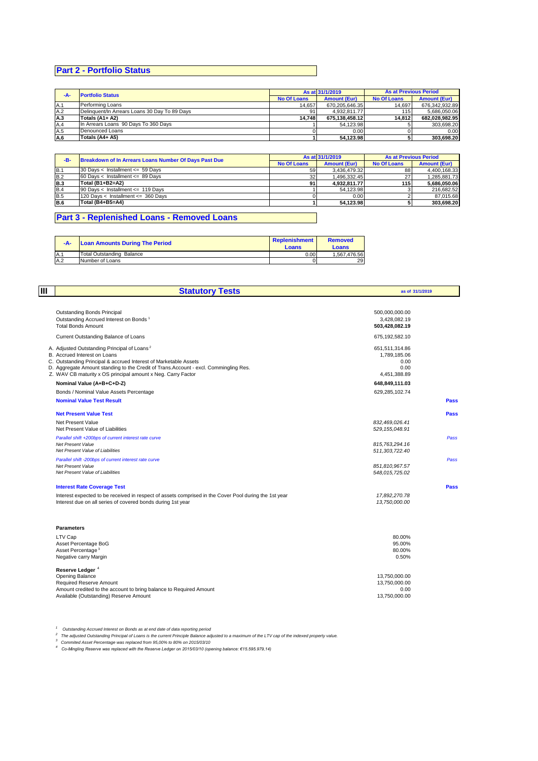## Part 2 - Portfolio Status

| -A- | Portfolio Status | As at 31/1/2019 | | As at Previous Period | |
|---|---|---|---|---|---|
| | | No Of Loans | Amount (Eur) | No Of Loans | Amount (Eur) |
| A.1 | Performing Loans | 14,657 | 670,205,646.35 | 14,697 | 676,342,932.89 |
| A.2 | Delinquent/In Arrears Loans 30 Day To 89 Days | 91 | 4,932,811.77 | 115 | 5,686,050.06 |
| A.3 | Totals (A1+ A2) | 14,748 | 675,138,458.12 | 14,812 | 682,028,982.95 |
| A.4 | In Arrears Loans 90 Days To 360 Days | 1 | 54,123.98 | 5 | 303,698.20 |
| A.5 | Denounced Loans | 0 | 0.00 | 0 | 0.00 |
| A.6 | Totals (A4+ A5) | 1 | 54,123.98 | 5 | 303,698.20 |

| -B- | Breakdown of In Arrears Loans Number Of Days Past Due | As at 31/1/2019 | | As at Previous Period | |
|---|---|---|---|---|---|
| | | No Of Loans | Amount (Eur) | No Of Loans | Amount (Eur) |
| B.1 | 30 Days < Installment <= 59 Days | 59 | 3,436,479.32 | 88 | 4,400,168.33 |
| B.2 | 60 Days < Installment <= 89 Days | 32 | 1,496,332.45 | 27 | 1,285,881.73 |
| B.3 | Total (B1+B2=A2) | 91 | 4,932,811.77 | 115 | 5,686,050.06 |
| B.4 | 90 Days < Installment <= 119 Days | 1 | 54,123.98 | 3 | 216,682.52 |
| B.5 | 120 Days < Installment <= 360 Days | 0 | 0.00 | 2 | 87,015.68 |
| B.6 | Total (B4+B5=A4) | 1 | 54,123.98 | 5 | 303,698.20 |

## Part 3 - Replenished Loans - Removed Loans

| -A- | Loan Amounts During The Period | Replenishment Loans | Removed Loans |
|---|---|---|---|
| A.1 | Total Outstanding Balance | 0.00 | 1,567,476.56 |
| A.2 | Number of Loans | 0 | 29 |

## III Statutory Tests

as of 31/1/2019

| | | |
|---|---|---|
| Outstanding Bonds Principal | 500,000,000.00 | |
| Outstanding Accrued Interest on Bonds [1] | 3,428,082.19 | |
| Total Bonds Amount | 503,428,082.19 | |
| Current Outstanding Balance of Loans | 675,192,582.10 | |
| A. Adjusted Outstanding Principal of Loans [2] | 651,511,314.86 | |
| B. Accrued Interest on Loans | 1,789,185.06 | |
| C. Outstanding Principal & accrued Interest of Marketable Assets | 0.00 | |
| D. Aggregate Amount standing to the Credit of Trans.Account - excl. Commingling Res. | 0.00 | |
| Z. WAV CB maturity x OS principal amount x Neg. Carry Factor | 4,451,388.89 | |
| **Nominal Value (A+B+C+D-Z)** | **648,849,111.03** | |
| Bonds / Nominal Value Assets Percentage | 629,285,102.74 | |
| **Nominal Value Test Result** | | **Pass** |
| **Net Present Value Test** | | **Pass** |
| Net Present Value | *832,469,026.41* | |
| Net Present Value of Liabilities | *529,155,048.91* | |
| *Parallel shift +200bps of current interest rate curve* | | *Pass* |
| *Net Present Value* | *815,763,294.16* | |
| *Net Present Value of Liabilities* | *511,303,722.40* | |
| *Parallel shift -200bps of current interest rate curve* | | *Pass* |
| *Net Present Value* | *851,810,967.57* | |
| *Net Present Value of Liabilities* | *548,015,725.02* | |
| **Interest Rate Coverage Test** | | **Pass** |
| Interest expected to be received in respect of assets comprised in the Cover Pool during the 1st year | *17,892,270.78* | |
| Interest due on all series of covered bonds during 1st year | *13,750,000.00* | |

**Parameters**

| | |
|---|---|
| LTV Cap | 80.00% |
| Asset Percentage BoG | 95.00% |
| Asset Percentage [3] | 80.00% |
| Negative carry Margin | 0.50% |

**Reserve Ledger [4]**

| | |
|---|---|
| Opening Balance | 13,750,000.00 |
| Required Reserve Amount | 13,750,000.00 |
| Amount credited to the account to bring balance to Required Amount | 0.00 |
| Available (Outstanding) Reserve Amount | 13,750,000.00 |

[1] *Outstanding Accrued Interest on Bonds as at end date of data reporting period*

[2] *The adjusted Outstanding Principal of Loans is the current Principle Balance adjusted to a maximum of the LTV cap of the indexed property value.*

[3] *Commited Asset Percentage was replaced from 95,00% to 80% on 2015/03/10*

[4] *Co-Mingling Reserve was replaced with the Reserve Ledger on 2015/03/10 (opening balance: €15.595.979,14)*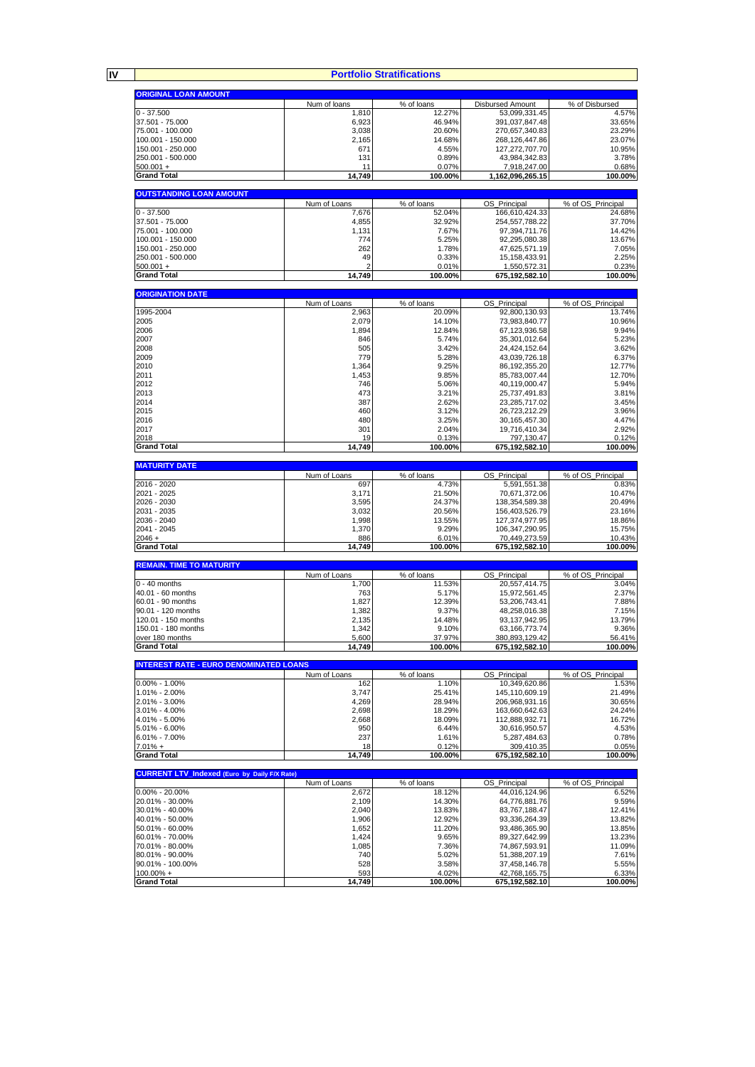## IV Portfolio Stratifications

**ORIGINAL LOAN AMOUNT**

| | Num of loans | % of loans | Disbursed Amount | % of Disbursed |
|---|---|---|---|---|
| 0 - 37.500 | 1,810 | 12.27% | 53,099,331.45 | 4.57% |
| 37.501 - 75.000 | 6,923 | 46.94% | 391,037,847.48 | 33.65% |
| 75.001 - 100.000 | 3,038 | 20.60% | 270,657,340.83 | 23.29% |
| 100.001 - 150.000 | 2,165 | 14.68% | 268,126,447.86 | 23.07% |
| 150.001 - 250.000 | 671 | 4.55% | 127,272,707.70 | 10.95% |
| 250.001 - 500.000 | 131 | 0.89% | 43,984,342.83 | 3.78% |
| 500.001 + | 11 | 0.07% | 7,918,247.00 | 0.68% |
| **Grand Total** | **14,749** | **100.00%** | **1,162,096,265.15** | **100.00%** |

**OUTSTANDING LOAN AMOUNT**

| | Num of Loans | % of loans | OS_Principal | % of OS_Principal |
|---|---|---|---|---|
| 0 - 37.500 | 7,676 | 52.04% | 166,610,424.33 | 24.68% |
| 37.501 - 75.000 | 4,855 | 32.92% | 254,557,788.22 | 37.70% |
| 75.001 - 100.000 | 1,131 | 7.67% | 97,394,711.76 | 14.42% |
| 100.001 - 150.000 | 774 | 5.25% | 92,295,080.38 | 13.67% |
| 150.001 - 250.000 | 262 | 1.78% | 47,625,571.19 | 7.05% |
| 250.001 - 500.000 | 49 | 0.33% | 15,158,433.91 | 2.25% |
| 500.001 + | 2 | 0.01% | 1,550,572.31 | 0.23% |
| **Grand Total** | **14,749** | **100.00%** | **675,192,582.10** | **100.00%** |

**ORIGINATION DATE**

| | Num of Loans | % of loans | OS_Principal | % of OS_Principal |
|---|---|---|---|---|
| 1995-2004 | 2,963 | 20.09% | 92,800,130.93 | 13.74% |
| 2005 | 2,079 | 14.10% | 73,983,840.77 | 10.96% |
| 2006 | 1,894 | 12.84% | 67,123,936.58 | 9.94% |
| 2007 | 846 | 5.74% | 35,301,012.64 | 5.23% |
| 2008 | 505 | 3.42% | 24,424,152.64 | 3.62% |
| 2009 | 779 | 5.28% | 43,039,726.18 | 6.37% |
| 2010 | 1,364 | 9.25% | 86,192,355.20 | 12.77% |
| 2011 | 1,453 | 9.85% | 85,783,007.44 | 12.70% |
| 2012 | 746 | 5.06% | 40,119,000.47 | 5.94% |
| 2013 | 473 | 3.21% | 25,737,491.83 | 3.81% |
| 2014 | 387 | 2.62% | 23,285,717.02 | 3.45% |
| 2015 | 460 | 3.12% | 26,723,212.29 | 3.96% |
| 2016 | 480 | 3.25% | 30,165,457.30 | 4.47% |
| 2017 | 301 | 2.04% | 19,716,410.34 | 2.92% |
| 2018 | 19 | 0.13% | 797,130.47 | 0.12% |
| **Grand Total** | **14,749** | **100.00%** | **675,192,582.10** | **100.00%** |

**MATURITY DATE**

| | Num of Loans | % of loans | OS_Principal | % of OS_Principal |
|---|---|---|---|---|
| 2016 - 2020 | 697 | 4.73% | 5,591,551.38 | 0.83% |
| 2021 - 2025 | 3,171 | 21.50% | 70,671,372.06 | 10.47% |
| 2026 - 2030 | 3,595 | 24.37% | 138,354,589.38 | 20.49% |
| 2031 - 2035 | 3,032 | 20.56% | 156,403,526.79 | 23.16% |
| 2036 - 2040 | 1,998 | 13.55% | 127,374,977.95 | 18.86% |
| 2041 - 2045 | 1,370 | 9.29% | 106,347,290.95 | 15.75% |
| 2046 + | 886 | 6.01% | 70,449,273.59 | 10.43% |
| **Grand Total** | **14,749** | **100.00%** | **675,192,582.10** | **100.00%** |

**REMAIN. TIME TO MATURITY**

| | Num of Loans | % of loans | OS_Principal | % of OS_Principal |
|---|---|---|---|---|
| 0 - 40 months | 1,700 | 11.53% | 20,557,414.75 | 3.04% |
| 40.01 - 60 months | 763 | 5.17% | 15,972,561.45 | 2.37% |
| 60.01 - 90 months | 1,827 | 12.39% | 53,206,743.41 | 7.88% |
| 90.01 - 120 months | 1,382 | 9.37% | 48,258,016.38 | 7.15% |
| 120.01 - 150 months | 2,135 | 14.48% | 93,137,942.95 | 13.79% |
| 150.01 - 180 months | 1,342 | 9.10% | 63,166,773.74 | 9.36% |
| over 180 months | 5,600 | 37.97% | 380,893,129.42 | 56.41% |
| **Grand Total** | **14,749** | **100.00%** | **675,192,582.10** | **100.00%** |

**INTEREST RATE - EURO DENOMINATED LOANS**

| | Num of Loans | % of loans | OS_Principal | % of OS_Principal |
|---|---|---|---|---|
| 0.00% - 1.00% | 162 | 1.10% | 10,349,620.86 | 1.53% |
| 1.01% - 2.00% | 3,747 | 25.41% | 145,110,609.19 | 21.49% |
| 2.01% - 3.00% | 4,269 | 28.94% | 206,968,931.16 | 30.65% |
| 3.01% - 4.00% | 2,698 | 18.29% | 163,660,642.63 | 24.24% |
| 4.01% - 5.00% | 2,668 | 18.09% | 112,888,932.71 | 16.72% |
| 5.01% - 6.00% | 950 | 6.44% | 30,616,950.57 | 4.53% |
| 6.01% - 7.00% | 237 | 1.61% | 5,287,484.63 | 0.78% |
| 7.01% + | 18 | 0.12% | 309,410.35 | 0.05% |
| **Grand Total** | **14,749** | **100.00%** | **675,192,582.10** | **100.00%** |

**CURRENT LTV_Indexed (Euro by Daily F/X Rate)**

| | Num of Loans | % of loans | OS_Principal | % of OS_Principal |
|---|---|---|---|---|
| 0.00% - 20.00% | 2,672 | 18.12% | 44,016,124.96 | 6.52% |
| 20.01% - 30.00% | 2,109 | 14.30% | 64,776,881.76 | 9.59% |
| 30.01% - 40.00% | 2,040 | 13.83% | 83,767,188.47 | 12.41% |
| 40.01% - 50.00% | 1,906 | 12.92% | 93,336,264.39 | 13.82% |
| 50.01% - 60.00% | 1,652 | 11.20% | 93,486,365.90 | 13.85% |
| 60.01% - 70.00% | 1,424 | 9.65% | 89,327,642.99 | 13.23% |
| 70.01% - 80.00% | 1,085 | 7.36% | 74,867,593.91 | 11.09% |
| 80.01% - 90.00% | 740 | 5.02% | 51,388,207.19 | 7.61% |
| 90.01% - 100.00% | 528 | 3.58% | 37,458,146.78 | 5.55% |
| 100.00% + | 593 | 4.02% | 42,768,165.75 | 6.33% |
| **Grand Total** | **14,749** | **100.00%** | **675,192,582.10** | **100.00%** |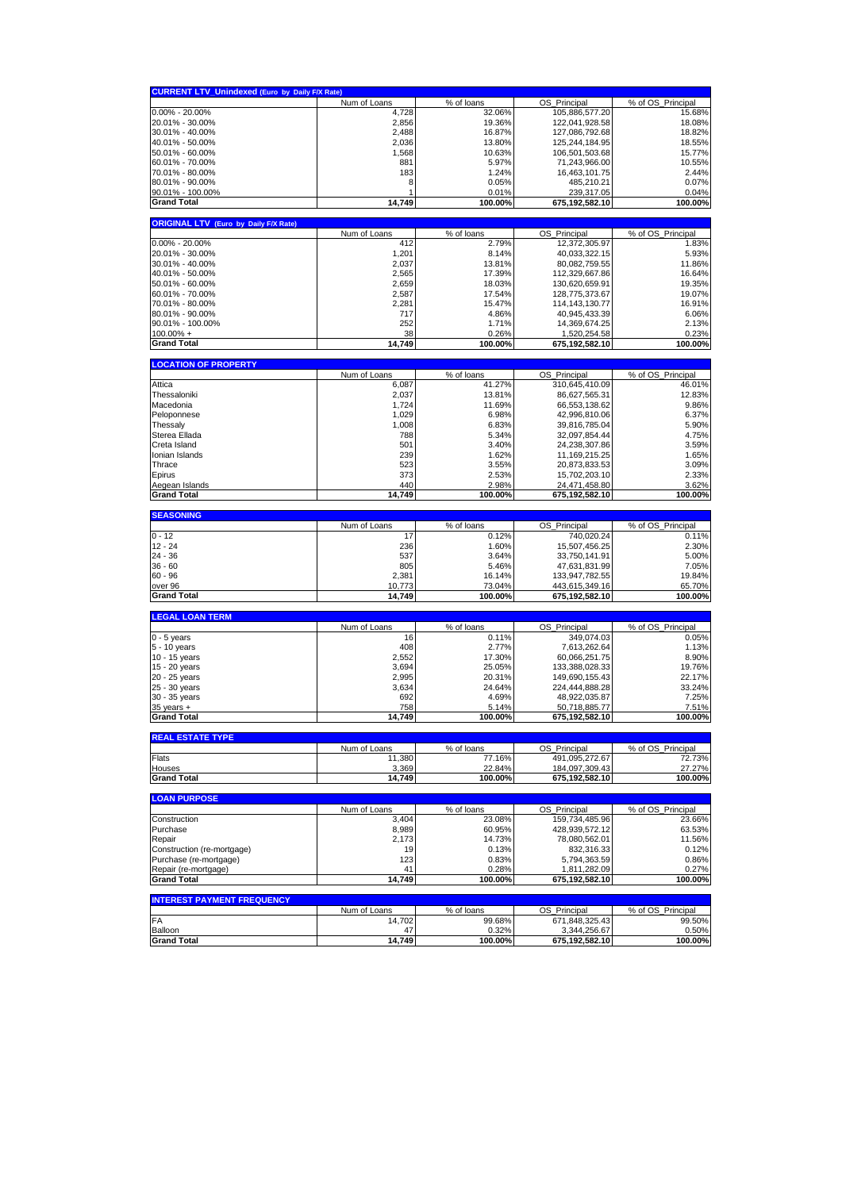| CURRENT LTV_Unindexed (Euro by Daily F/X Rate) | Num of Loans | % of loans | OS_Principal | % of OS_Principal |
|---|---|---|---|---|
| 0.00% - 20.00% | 4,728 | 32.06% | 105,886,577.20 | 15.68% |
| 20.01% - 30.00% | 2,856 | 19.36% | 122,041,928.58 | 18.08% |
| 30.01% - 40.00% | 2,488 | 16.87% | 127,086,792.68 | 18.82% |
| 40.01% - 50.00% | 2,036 | 13.80% | 125,244,184.95 | 18.55% |
| 50.01% - 60.00% | 1,568 | 10.63% | 106,501,503.68 | 15.77% |
| 60.01% - 70.00% | 881 | 5.97% | 71,243,966.00 | 10.55% |
| 70.01% - 80.00% | 183 | 1.24% | 16,463,101.75 | 2.44% |
| 80.01% - 90.00% | 8 | 0.05% | 485,210.21 | 0.07% |
| 90.01% - 100.00% | 1 | 0.01% | 239,317.05 | 0.04% |
| **Grand Total** | **14,749** | **100.00%** | **675,192,582.10** | **100.00%** |

| ORIGINAL LTV (Euro by Daily F/X Rate) | Num of Loans | % of loans | OS_Principal | % of OS_Principal |
|---|---|---|---|---|
| 0.00% - 20.00% | 412 | 2.79% | 12,372,305.97 | 1.83% |
| 20.01% - 30.00% | 1,201 | 8.14% | 40,033,322.15 | 5.93% |
| 30.01% - 40.00% | 2,037 | 13.81% | 80,082,759.55 | 11.86% |
| 40.01% - 50.00% | 2,565 | 17.39% | 112,329,667.86 | 16.64% |
| 50.01% - 60.00% | 2,659 | 18.03% | 130,620,659.91 | 19.35% |
| 60.01% - 70.00% | 2,587 | 17.54% | 128,775,373.67 | 19.07% |
| 70.01% - 80.00% | 2,281 | 15.47% | 114,143,130.77 | 16.91% |
| 80.01% - 90.00% | 717 | 4.86% | 40,945,433.39 | 6.06% |
| 90.01% - 100.00% | 252 | 1.71% | 14,369,674.25 | 2.13% |
| 100.00% + | 38 | 0.26% | 1,520,254.58 | 0.23% |
| **Grand Total** | **14,749** | **100.00%** | **675,192,582.10** | **100.00%** |

| LOCATION OF PROPERTY | Num of Loans | % of loans | OS_Principal | % of OS_Principal |
|---|---|---|---|---|
| Attica | 6,087 | 41.27% | 310,645,410.09 | 46.01% |
| Thessaloniki | 2,037 | 13.81% | 86,627,565.31 | 12.83% |
| Macedonia | 1,724 | 11.69% | 66,553,138.62 | 9.86% |
| Peloponnese | 1,029 | 6.98% | 42,996,810.06 | 6.37% |
| Thessaly | 1,008 | 6.83% | 39,816,785.04 | 5.90% |
| Sterea Ellada | 788 | 5.34% | 32,097,854.44 | 4.75% |
| Creta Island | 501 | 3.40% | 24,238,307.86 | 3.59% |
| Ionian Islands | 239 | 1.62% | 11,169,215.25 | 1.65% |
| Thrace | 523 | 3.55% | 20,873,833.53 | 3.09% |
| Epirus | 373 | 2.53% | 15,702,203.10 | 2.33% |
| Aegean Islands | 440 | 2.98% | 24,471,458.80 | 3.62% |
| **Grand Total** | **14,749** | **100.00%** | **675,192,582.10** | **100.00%** |

| SEASONING | Num of Loans | % of loans | OS_Principal | % of OS_Principal |
|---|---|---|---|---|
| 0 - 12 | 17 | 0.12% | 740,020.24 | 0.11% |
| 12 - 24 | 236 | 1.60% | 15,507,456.25 | 2.30% |
| 24 - 36 | 537 | 3.64% | 33,750,141.91 | 5.00% |
| 36 - 60 | 805 | 5.46% | 47,631,831.99 | 7.05% |
| 60 - 96 | 2,381 | 16.14% | 133,947,782.55 | 19.84% |
| over 96 | 10,773 | 73.04% | 443,615,349.16 | 65.70% |
| **Grand Total** | **14,749** | **100.00%** | **675,192,582.10** | **100.00%** |

| LEGAL LOAN TERM | Num of Loans | % of loans | OS_Principal | % of OS_Principal |
|---|---|---|---|---|
| 0 - 5 years | 16 | 0.11% | 349,074.03 | 0.05% |
| 5 - 10 years | 408 | 2.77% | 7,613,262.64 | 1.13% |
| 10 - 15 years | 2,552 | 17.30% | 60,066,251.75 | 8.90% |
| 15 - 20 years | 3,694 | 25.05% | 133,388,028.33 | 19.76% |
| 20 - 25 years | 2,995 | 20.31% | 149,690,155.43 | 22.17% |
| 25 - 30 years | 3,634 | 24.64% | 224,444,888.28 | 33.24% |
| 30 - 35 years | 692 | 4.69% | 48,922,035.87 | 7.25% |
| 35 years + | 758 | 5.14% | 50,718,885.77 | 7.51% |
| **Grand Total** | **14,749** | **100.00%** | **675,192,582.10** | **100.00%** |

| REAL ESTATE TYPE | Num of Loans | % of loans | OS_Principal | % of OS_Principal |
|---|---|---|---|---|
| Flats | 11,380 | 77.16% | 491,095,272.67 | 72.73% |
| Houses | 3,369 | 22.84% | 184,097,309.43 | 27.27% |
| **Grand Total** | **14,749** | **100.00%** | **675,192,582.10** | **100.00%** |

| LOAN PURPOSE | Num of Loans | % of loans | OS_Principal | % of OS_Principal |
|---|---|---|---|---|
| Construction | 3,404 | 23.08% | 159,734,485.96 | 23.66% |
| Purchase | 8,989 | 60.95% | 428,939,572.12 | 63.53% |
| Repair | 2,173 | 14.73% | 78,080,562.01 | 11.56% |
| Construction (re-mortgage) | 19 | 0.13% | 832,316.33 | 0.12% |
| Purchase (re-mortgage) | 123 | 0.83% | 5,794,363.59 | 0.86% |
| Repair (re-mortgage) | 41 | 0.28% | 1,811,282.09 | 0.27% |
| **Grand Total** | **14,749** | **100.00%** | **675,192,582.10** | **100.00%** |

| INTEREST PAYMENT FREQUENCY | Num of Loans | % of loans | OS_Principal | % of OS_Principal |
|---|---|---|---|---|
| FA | 14,702 | 99.68% | 671,848,325.43 | 99.50% |
| Balloon | 47 | 0.32% | 3,344,256.67 | 0.50% |
| **Grand Total** | **14,749** | **100.00%** | **675,192,582.10** | **100.00%** |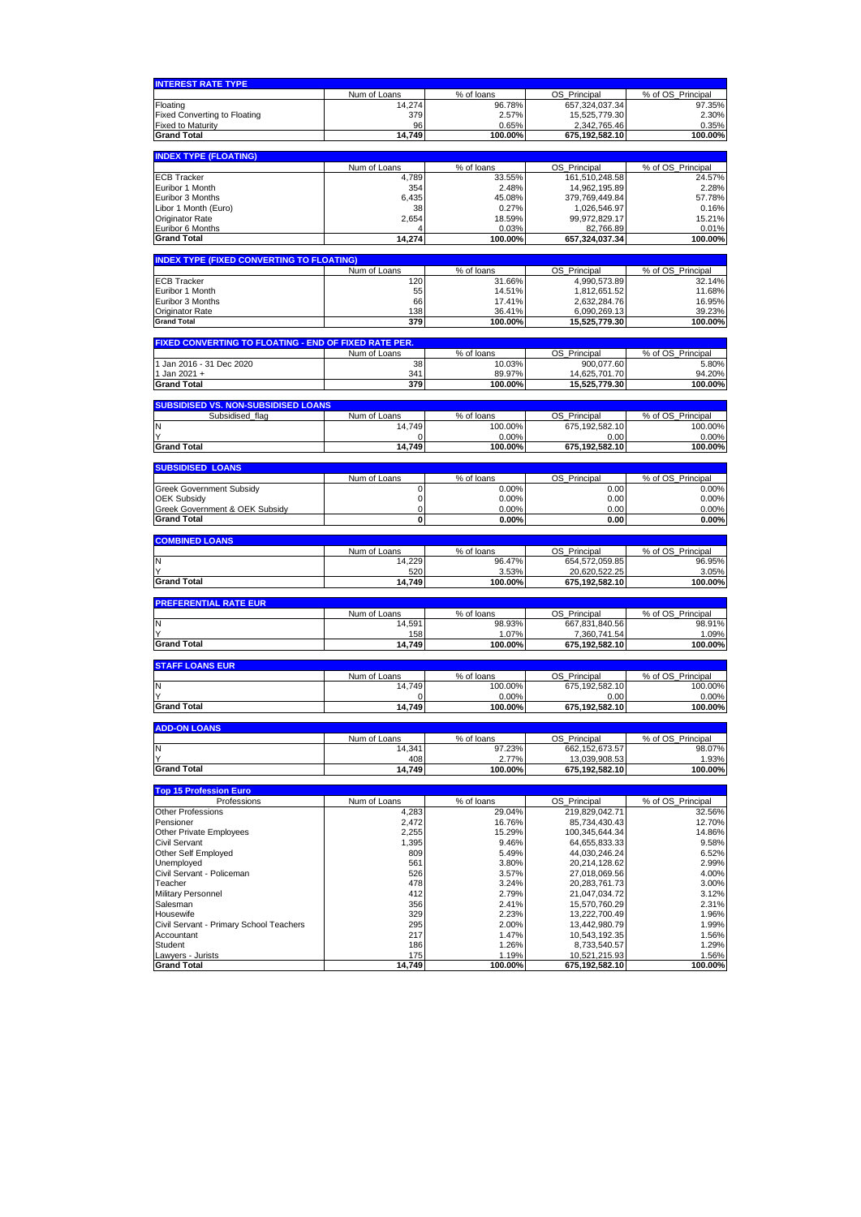| INTEREST RATE TYPE | | | | |
|---|---|---|---|---|
| | Num of Loans | % of loans | OS_Principal | % of OS_Principal |
| Floating | 14,274 | 96.78% | 657,324,037.34 | 97.35% |
| Fixed Converting to Floating | 379 | 2.57% | 15,525,779.30 | 2.30% |
| Fixed to Maturity | 96 | 0.65% | 2,342,765.46 | 0.35% |
| **Grand Total** | **14,749** | **100.00%** | **675,192,582.10** | **100.00%** |

| INDEX TYPE (FLOATING) | | | | |
|---|---|---|---|---|
| | Num of Loans | % of loans | OS_Principal | % of OS_Principal |
| ECB Tracker | 4,789 | 33.55% | 161,510,248.58 | 24.57% |
| Euribor 1 Month | 354 | 2.48% | 14,962,195.89 | 2.28% |
| Euribor 3 Months | 6,435 | 45.08% | 379,769,449.84 | 57.78% |
| Libor 1 Month (Euro) | 38 | 0.27% | 1,026,546.97 | 0.16% |
| Originator Rate | 2,654 | 18.59% | 99,972,829.17 | 15.21% |
| Euribor 6 Months | 4 | 0.03% | 82,766.89 | 0.01% |
| **Grand Total** | **14,274** | **100.00%** | **657,324,037.34** | **100.00%** |

| INDEX TYPE (FIXED CONVERTING TO FLOATING) | | | | |
|---|---|---|---|---|
| | Num of Loans | % of loans | OS_Principal | % of OS_Principal |
| ECB Tracker | 120 | 31.66% | 4,990,573.89 | 32.14% |
| Euribor 1 Month | 55 | 14.51% | 1,812,651.52 | 11.68% |
| Euribor 3 Months | 66 | 17.41% | 2,632,284.76 | 16.95% |
| Originator Rate | 138 | 36.41% | 6,090,269.13 | 39.23% |
| **Grand Total** | **379** | **100.00%** | **15,525,779.30** | **100.00%** |

| FIXED CONVERTING TO FLOATING - END OF FIXED RATE PER. | | | | |
|---|---|---|---|---|
| | Num of Loans | % of loans | OS_Principal | % of OS_Principal |
| 1 Jan 2016 - 31 Dec 2020 | 38 | 10.03% | 900,077.60 | 5.80% |
| 1 Jan 2021 + | 341 | 89.97% | 14,625,701.70 | 94.20% |
| **Grand Total** | **379** | **100.00%** | **15,525,779.30** | **100.00%** |

| SUBSIDISED VS. NON-SUBSIDISED LOANS | | | | |
|---|---|---|---|---|
| Subsidised_flag | Num of Loans | % of loans | OS_Principal | % of OS_Principal |
| N | 14,749 | 100.00% | 675,192,582.10 | 100.00% |
| Y | 0 | 0.00% | 0.00 | 0.00% |
| **Grand Total** | **14,749** | **100.00%** | **675,192,582.10** | **100.00%** |

| SUBSIDISED LOANS | | | | |
|---|---|---|---|---|
| | Num of Loans | % of loans | OS_Principal | % of OS_Principal |
| Greek Government Subsidy | 0 | 0.00% | 0.00 | 0.00% |
| OEK Subsidy | 0 | 0.00% | 0.00 | 0.00% |
| Greek Government & OEK Subsidy | 0 | 0.00% | 0.00 | 0.00% |
| **Grand Total** | **0** | **0.00%** | **0.00** | **0.00%** |

| COMBINED LOANS | | | | |
|---|---|---|---|---|
| | Num of Loans | % of loans | OS_Principal | % of OS_Principal |
| N | 14,229 | 96.47% | 654,572,059.85 | 96.95% |
| Y | 520 | 3.53% | 20,620,522.25 | 3.05% |
| **Grand Total** | **14,749** | **100.00%** | **675,192,582.10** | **100.00%** |

| PREFERENTIAL RATE EUR | | | | |
|---|---|---|---|---|
| | Num of Loans | % of loans | OS_Principal | % of OS_Principal |
| N | 14,591 | 98.93% | 667,831,840.56 | 98.91% |
| Y | 158 | 1.07% | 7,360,741.54 | 1.09% |
| **Grand Total** | **14,749** | **100.00%** | **675,192,582.10** | **100.00%** |

| STAFF LOANS EUR | | | | |
|---|---|---|---|---|
| | Num of Loans | % of loans | OS_Principal | % of OS_Principal |
| N | 14,749 | 100.00% | 675,192,582.10 | 100.00% |
| Y | 0 | 0.00% | 0.00 | 0.00% |
| **Grand Total** | **14,749** | **100.00%** | **675,192,582.10** | **100.00%** |

| ADD-ON LOANS | | | | |
|---|---|---|---|---|
| | Num of Loans | % of loans | OS_Principal | % of OS_Principal |
| N | 14,341 | 97.23% | 662,152,673.57 | 98.07% |
| Y | 408 | 2.77% | 13,039,908.53 | 1.93% |
| **Grand Total** | **14,749** | **100.00%** | **675,192,582.10** | **100.00%** |

| Top 15 Profession Euro | | | | |
|---|---|---|---|---|
| Professions | Num of Loans | % of loans | OS_Principal | % of OS_Principal |
| Other Professions | 4,283 | 29.04% | 219,829,042.71 | 32.56% |
| Pensioner | 2,472 | 16.76% | 85,734,430.43 | 12.70% |
| Other Private Employees | 2,255 | 15.29% | 100,345,644.34 | 14.86% |
| Civil Servant | 1,395 | 9.46% | 64,655,833.33 | 9.58% |
| Other Self Employed | 809 | 5.49% | 44,030,246.24 | 6.52% |
| Unemployed | 561 | 3.80% | 20,214,128.62 | 2.99% |
| Civil Servant - Policeman | 526 | 3.57% | 27,018,069.56 | 4.00% |
| Teacher | 478 | 3.24% | 20,283,761.73 | 3.00% |
| Military Personnel | 412 | 2.79% | 21,047,034.72 | 3.12% |
| Salesman | 356 | 2.41% | 15,570,760.29 | 2.31% |
| Housewife | 329 | 2.23% | 13,222,700.49 | 1.96% |
| Civil Servant - Primary School Teachers | 295 | 2.00% | 13,442,980.79 | 1.99% |
| Accountant | 217 | 1.47% | 10,543,192.35 | 1.56% |
| Student | 186 | 1.26% | 8,733,540.57 | 1.29% |
| Lawyers - Jurists | 175 | 1.19% | 10,521,215.93 | 1.56% |
| **Grand Total** | **14,749** | **100.00%** | **675,192,582.10** | **100.00%** |